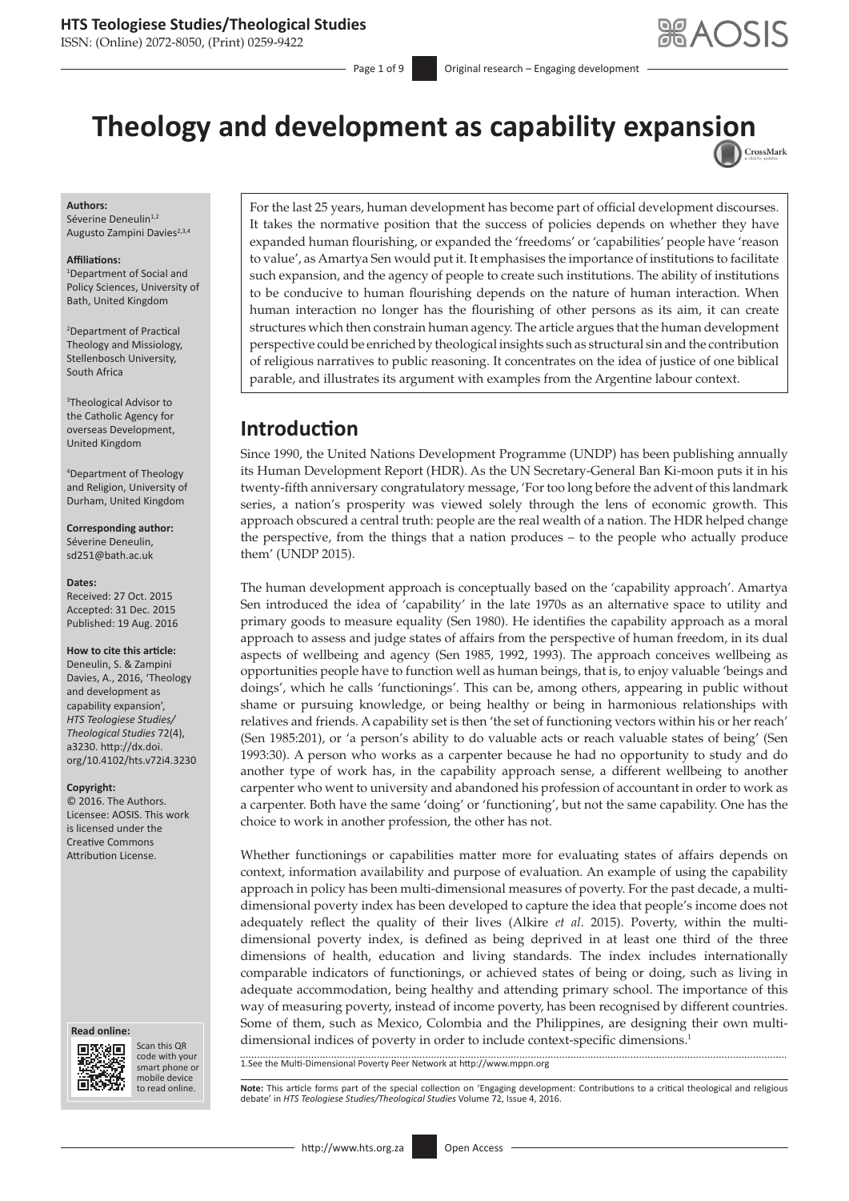# Theology and development as capability expansion

**Authors:**
Séverine Deneulin[1,2]
Augusto Zampini Davies[2,3,4]

**Affiliations:**
[1]Department of Social and Policy Sciences, University of Bath, United Kingdom

[2]Department of Practical Theology and Missiology, Stellenbosch University, South Africa

[3]Theological Advisor to the Catholic Agency for overseas Development, United Kingdom

[4]Department of Theology and Religion, University of Durham, United Kingdom

**Corresponding author:**
Séverine Deneulin,
sd251@bath.ac.uk

**Dates:**
Received: 27 Oct. 2015
Accepted: 31 Dec. 2015
Published: 19 Aug. 2016

**How to cite this article:**
Deneulin, S. & Zampini Davies, A., 2016, 'Theology and development as capability expansion', *HTS Teologiese Studies/Theological Studies* 72(4), a3230. http://dx.doi.org/10.4102/hts.v72i4.3230

**Copyright:**
© 2016. The Authors. Licensee: AOSIS. This work is licensed under the Creative Commons Attribution License.

For the last 25 years, human development has become part of official development discourses. It takes the normative position that the success of policies depends on whether they have expanded human flourishing, or expanded the 'freedoms' or 'capabilities' people have 'reason to value', as Amartya Sen would put it. It emphasises the importance of institutions to facilitate such expansion, and the agency of people to create such institutions. The ability of institutions to be conducive to human flourishing depends on the nature of human interaction. When human interaction no longer has the flourishing of other persons as its aim, it can create structures which then constrain human agency. The article argues that the human development perspective could be enriched by theological insights such as structural sin and the contribution of religious narratives to public reasoning. It concentrates on the idea of justice of one biblical parable, and illustrates its argument with examples from the Argentine labour context.

## Introduction

Since 1990, the United Nations Development Programme (UNDP) has been publishing annually its Human Development Report (HDR). As the UN Secretary-General Ban Ki-moon puts it in his twenty-fifth anniversary congratulatory message, 'For too long before the advent of this landmark series, a nation's prosperity was viewed solely through the lens of economic growth. This approach obscured a central truth: people are the real wealth of a nation. The HDR helped change the perspective, from the things that a nation produces – to the people who actually produce them' (UNDP 2015).

The human development approach is conceptually based on the 'capability approach'. Amartya Sen introduced the idea of 'capability' in the late 1970s as an alternative space to utility and primary goods to measure equality (Sen 1980). He identifies the capability approach as a moral approach to assess and judge states of affairs from the perspective of human freedom, in its dual aspects of wellbeing and agency (Sen 1985, 1992, 1993). The approach conceives wellbeing as opportunities people have to function well as human beings, that is, to enjoy valuable 'beings and doings', which he calls 'functionings'. This can be, among others, appearing in public without shame or pursuing knowledge, or being healthy or being in harmonious relationships with relatives and friends. A capability set is then 'the set of functioning vectors within his or her reach' (Sen 1985:201), or 'a person's ability to do valuable acts or reach valuable states of being' (Sen 1993:30). A person who works as a carpenter because he had no opportunity to study and do another type of work has, in the capability approach sense, a different wellbeing to another carpenter who went to university and abandoned his profession of accountant in order to work as a carpenter. Both have the same 'doing' or 'functioning', but not the same capability. One has the choice to work in another profession, the other has not.

Whether functionings or capabilities matter more for evaluating states of affairs depends on context, information availability and purpose of evaluation. An example of using the capability approach in policy has been multi-dimensional measures of poverty. For the past decade, a multi-dimensional poverty index has been developed to capture the idea that people's income does not adequately reflect the quality of their lives (Alkire *et al*. 2015). Poverty, within the multi-dimensional poverty index, is defined as being deprived in at least one third of the three dimensions of health, education and living standards. The index includes internationally comparable indicators of functionings, or achieved states of being or doing, such as living in adequate accommodation, being healthy and attending primary school. The importance of this way of measuring poverty, instead of income poverty, has been recognised by different countries. Some of them, such as Mexico, Colombia and the Philippines, are designing their own multi-dimensional indices of poverty in order to include context-specific dimensions.[1]

1. See the Multi-Dimensional Poverty Peer Network at http://www.mppn.org

**Note:** This article forms part of the special collection on 'Engaging development: Contributions to a critical theological and religious debate' in *HTS Teologiese Studies/Theological Studies* Volume 72, Issue 4, 2016.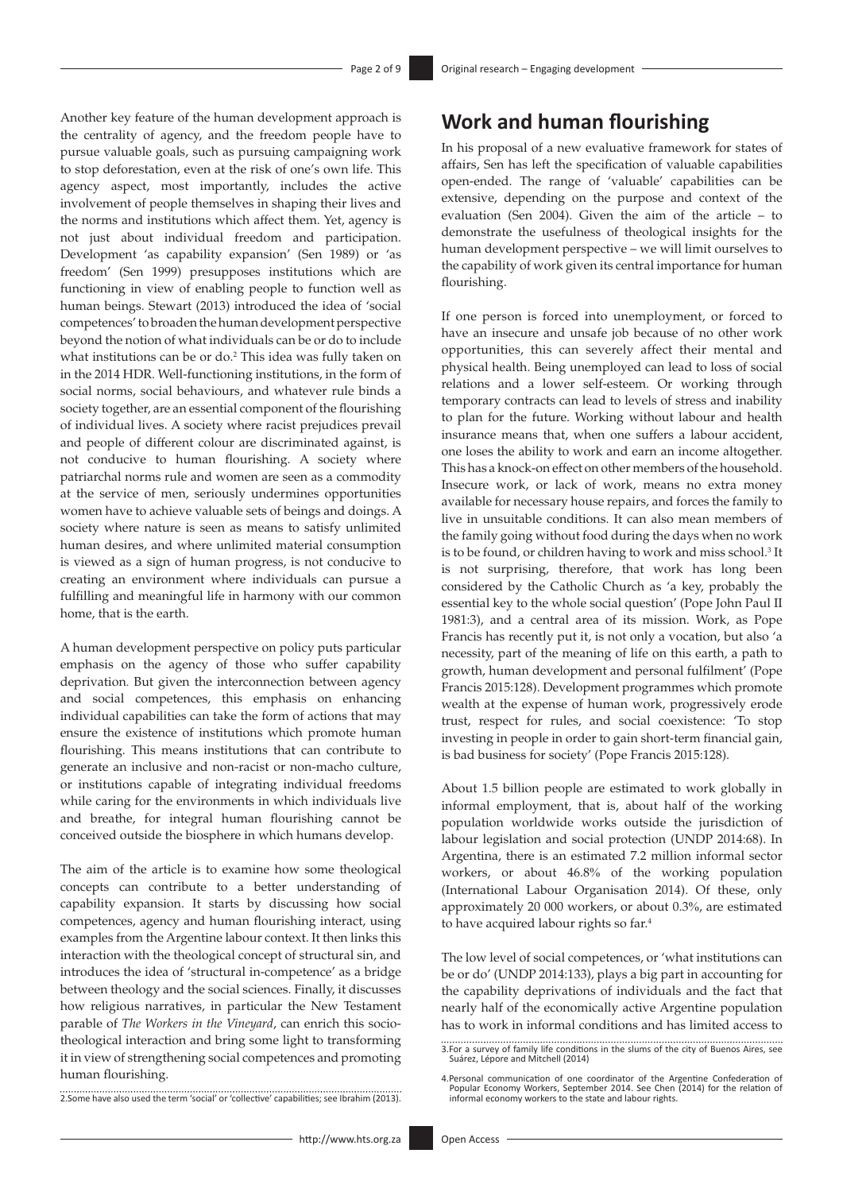Another key feature of the human development approach is the centrality of agency, and the freedom people have to pursue valuable goals, such as pursuing campaigning work to stop deforestation, even at the risk of one's own life. This agency aspect, most importantly, includes the active involvement of people themselves in shaping their lives and the norms and institutions which affect them. Yet, agency is not just about individual freedom and participation. Development 'as capability expansion' (Sen 1989) or 'as freedom' (Sen 1999) presupposes institutions which are functioning in view of enabling people to function well as human beings. Stewart (2013) introduced the idea of 'social competences' to broaden the human development perspective beyond the notion of what individuals can be or do to include what institutions can be or do.[2] This idea was fully taken on in the 2014 HDR. Well-functioning institutions, in the form of social norms, social behaviours, and whatever rule binds a society together, are an essential component of the flourishing of individual lives. A society where racist prejudices prevail and people of different colour are discriminated against, is not conducive to human flourishing. A society where patriarchal norms rule and women are seen as a commodity at the service of men, seriously undermines opportunities women have to achieve valuable sets of beings and doings. A society where nature is seen as means to satisfy unlimited human desires, and where unlimited material consumption is viewed as a sign of human progress, is not conducive to creating an environment where individuals can pursue a fulfilling and meaningful life in harmony with our common home, that is the earth.

A human development perspective on policy puts particular emphasis on the agency of those who suffer capability deprivation. But given the interconnection between agency and social competences, this emphasis on enhancing individual capabilities can take the form of actions that may ensure the existence of institutions which promote human flourishing. This means institutions that can contribute to generate an inclusive and non-racist or non-macho culture, or institutions capable of integrating individual freedoms while caring for the environments in which individuals live and breathe, for integral human flourishing cannot be conceived outside the biosphere in which humans develop.

The aim of the article is to examine how some theological concepts can contribute to a better understanding of capability expansion. It starts by discussing how social competences, agency and human flourishing interact, using examples from the Argentine labour context. It then links this interaction with the theological concept of structural sin, and introduces the idea of 'structural in-competence' as a bridge between theology and the social sciences. Finally, it discusses how religious narratives, in particular the New Testament parable of *The Workers in the Vineyard*, can enrich this socio-theological interaction and bring some light to transforming it in view of strengthening social competences and promoting human flourishing.

2. Some have also used the term 'social' or 'collective' capabilities; see Ibrahim (2013).

## Work and human flourishing

In his proposal of a new evaluative framework for states of affairs, Sen has left the specification of valuable capabilities open-ended. The range of 'valuable' capabilities can be extensive, depending on the purpose and context of the evaluation (Sen 2004). Given the aim of the article – to demonstrate the usefulness of theological insights for the human development perspective – we will limit ourselves to the capability of work given its central importance for human flourishing.

If one person is forced into unemployment, or forced to have an insecure and unsafe job because of no other work opportunities, this can severely affect their mental and physical health. Being unemployed can lead to loss of social relations and a lower self-esteem. Or working through temporary contracts can lead to levels of stress and inability to plan for the future. Working without labour and health insurance means that, when one suffers a labour accident, one loses the ability to work and earn an income altogether. This has a knock-on effect on other members of the household. Insecure work, or lack of work, means no extra money available for necessary house repairs, and forces the family to live in unsuitable conditions. It can also mean members of the family going without food during the days when no work is to be found, or children having to work and miss school.[3] It is not surprising, therefore, that work has long been considered by the Catholic Church as 'a key, probably the essential key to the whole social question' (Pope John Paul II 1981:3), and a central area of its mission. Work, as Pope Francis has recently put it, is not only a vocation, but also 'a necessity, part of the meaning of life on this earth, a path to growth, human development and personal fulfilment' (Pope Francis 2015:128). Development programmes which promote wealth at the expense of human work, progressively erode trust, respect for rules, and social coexistence: 'To stop investing in people in order to gain short-term financial gain, is bad business for society' (Pope Francis 2015:128).

About 1.5 billion people are estimated to work globally in informal employment, that is, about half of the working population worldwide works outside the jurisdiction of labour legislation and social protection (UNDP 2014:68). In Argentina, there is an estimated 7.2 million informal sector workers, or about 46.8% of the working population (International Labour Organisation 2014). Of these, only approximately 20 000 workers, or about 0.3%, are estimated to have acquired labour rights so far.[4]

The low level of social competences, or 'what institutions can be or do' (UNDP 2014:133), plays a big part in accounting for the capability deprivations of individuals and the fact that nearly half of the economically active Argentine population has to work in informal conditions and has limited access to

3. For a survey of family life conditions in the slums of the city of Buenos Aires, see Suárez, Lépore and Mitchell (2014)

4. Personal communication of one coordinator of the Argentine Confederation of Popular Economy Workers, September 2014. See Chen (2014) for the relation of informal economy workers to the state and labour rights.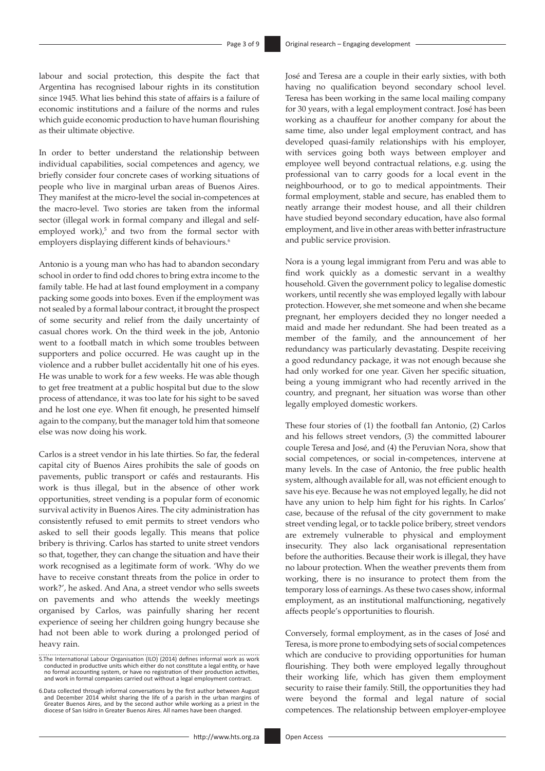labour and social protection, this despite the fact that Argentina has recognised labour rights in its constitution since 1945. What lies behind this state of affairs is a failure of economic institutions and a failure of the norms and rules which guide economic production to have human flourishing as their ultimate objective.

In order to better understand the relationship between individual capabilities, social competences and agency, we briefly consider four concrete cases of working situations of people who live in marginal urban areas of Buenos Aires. They manifest at the micro-level the social in-competences at the macro-level. Two stories are taken from the informal sector (illegal work in formal company and illegal and self-employed work),[5] and two from the formal sector with employers displaying different kinds of behaviours.[6]

Antonio is a young man who has had to abandon secondary school in order to find odd chores to bring extra income to the family table. He had at last found employment in a company packing some goods into boxes. Even if the employment was not sealed by a formal labour contract, it brought the prospect of some security and relief from the daily uncertainty of casual chores work. On the third week in the job, Antonio went to a football match in which some troubles between supporters and police occurred. He was caught up in the violence and a rubber bullet accidentally hit one of his eyes. He was unable to work for a few weeks. He was able though to get free treatment at a public hospital but due to the slow process of attendance, it was too late for his sight to be saved and he lost one eye. When fit enough, he presented himself again to the company, but the manager told him that someone else was now doing his work.

Carlos is a street vendor in his late thirties. So far, the federal capital city of Buenos Aires prohibits the sale of goods on pavements, public transport or cafés and restaurants. His work is thus illegal, but in the absence of other work opportunities, street vending is a popular form of economic survival activity in Buenos Aires. The city administration has consistently refused to emit permits to street vendors who asked to sell their goods legally. This means that police bribery is thriving. Carlos has started to unite street vendors so that, together, they can change the situation and have their work recognised as a legitimate form of work. 'Why do we have to receive constant threats from the police in order to work?', he asked. And Ana, a street vendor who sells sweets on pavements and who attends the weekly meetings organised by Carlos, was painfully sharing her recent experience of seeing her children going hungry because she had not been able to work during a prolonged period of heavy rain.

José and Teresa are a couple in their early sixties, with both having no qualification beyond secondary school level. Teresa has been working in the same local mailing company for 30 years, with a legal employment contract. José has been working as a chauffeur for another company for about the same time, also under legal employment contract, and has developed quasi-family relationships with his employer, with services going both ways between employer and employee well beyond contractual relations, e.g. using the professional van to carry goods for a local event in the neighbourhood, or to go to medical appointments. Their formal employment, stable and secure, has enabled them to neatly arrange their modest house, and all their children have studied beyond secondary education, have also formal employment, and live in other areas with better infrastructure and public service provision.

Nora is a young legal immigrant from Peru and was able to find work quickly as a domestic servant in a wealthy household. Given the government policy to legalise domestic workers, until recently she was employed legally with labour protection. However, she met someone and when she became pregnant, her employers decided they no longer needed a maid and made her redundant. She had been treated as a member of the family, and the announcement of her redundancy was particularly devastating. Despite receiving a good redundancy package, it was not enough because she had only worked for one year. Given her specific situation, being a young immigrant who had recently arrived in the country, and pregnant, her situation was worse than other legally employed domestic workers.

These four stories of (1) the football fan Antonio, (2) Carlos and his fellows street vendors, (3) the committed labourer couple Teresa and José, and (4) the Peruvian Nora, show that social competences, or social in-competences, intervene at many levels. In the case of Antonio, the free public health system, although available for all, was not efficient enough to save his eye. Because he was not employed legally, he did not have any union to help him fight for his rights. In Carlos' case, because of the refusal of the city government to make street vending legal, or to tackle police bribery, street vendors are extremely vulnerable to physical and employment insecurity. They also lack organisational representation before the authorities. Because their work is illegal, they have no labour protection. When the weather prevents them from working, there is no insurance to protect them from the temporary loss of earnings. As these two cases show, informal employment, as an institutional malfunctioning, negatively affects people's opportunities to flourish.

Conversely, formal employment, as in the cases of José and Teresa, is more prone to embodying sets of social competences which are conducive to providing opportunities for human flourishing. They both were employed legally throughout their working life, which has given them employment security to raise their family. Still, the opportunities they had were beyond the formal and legal nature of social competences. The relationship between employer-employee

---

5. The International Labour Organisation (ILO) (2014) defines informal work as work conducted in productive units which either do not constitute a legal entity, or have no formal accounting system, or have no registration of their production activities, and work in formal companies carried out without a legal employment contract.

6. Data collected through informal conversations by the first author between August and December 2014 whilst sharing the life of a parish in the urban margins of Greater Buenos Aires, and by the second author while working as a priest in the diocese of San Isidro in Greater Buenos Aires. All names have been changed.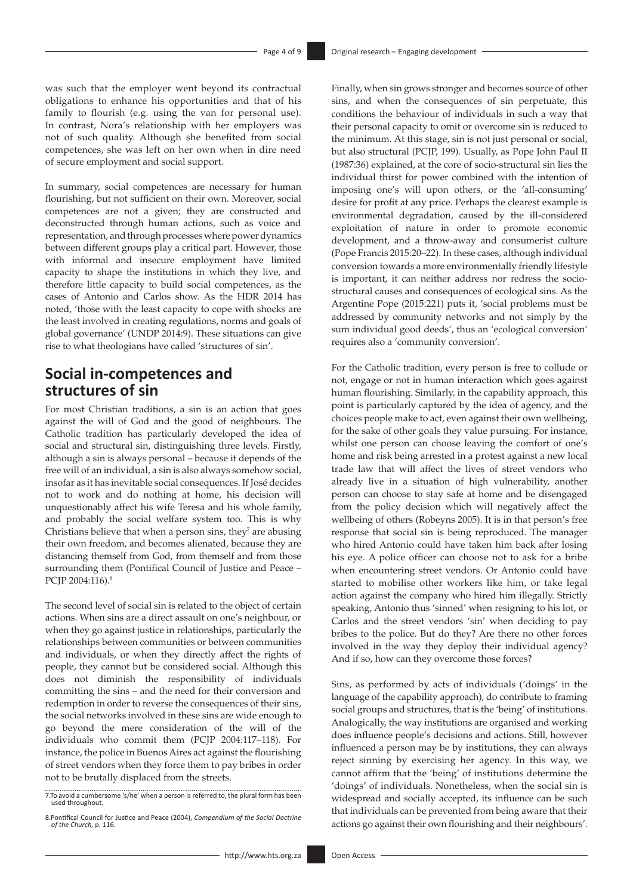was such that the employer went beyond its contractual obligations to enhance his opportunities and that of his family to flourish (e.g. using the van for personal use). In contrast, Nora's relationship with her employers was not of such quality. Although she benefited from social competences, she was left on her own when in dire need of secure employment and social support.

In summary, social competences are necessary for human flourishing, but not sufficient on their own. Moreover, social competences are not a given; they are constructed and deconstructed through human actions, such as voice and representation, and through processes where power dynamics between different groups play a critical part. However, those with informal and insecure employment have limited capacity to shape the institutions in which they live, and therefore little capacity to build social competences, as the cases of Antonio and Carlos show. As the HDR 2014 has noted, 'those with the least capacity to cope with shocks are the least involved in creating regulations, norms and goals of global governance' (UNDP 2014:9). These situations can give rise to what theologians have called 'structures of sin'.

## Social in-competences and structures of sin

For most Christian traditions, a sin is an action that goes against the will of God and the good of neighbours. The Catholic tradition has particularly developed the idea of social and structural sin, distinguishing three levels. Firstly, although a sin is always personal – because it depends of the free will of an individual, a sin is also always somehow social, insofar as it has inevitable social consequences. If José decides not to work and do nothing at home, his decision will unquestionably affect his wife Teresa and his whole family, and probably the social welfare system too. This is why Christians believe that when a person sins, they[7] are abusing their own freedom, and becomes alienated, because they are distancing themself from God, from themself and from those surrounding them (Pontifical Council of Justice and Peace – PCJP 2004:116).[8]

The second level of social sin is related to the object of certain actions. When sins are a direct assault on one's neighbour, or when they go against justice in relationships, particularly the relationships between communities or between communities and individuals, or when they directly affect the rights of people, they cannot but be considered social. Although this does not diminish the responsibility of individuals committing the sins – and the need for their conversion and redemption in order to reverse the consequences of their sins, the social networks involved in these sins are wide enough to go beyond the mere consideration of the will of the individuals who commit them (PCJP 2004:117–118). For instance, the police in Buenos Aires act against the flourishing of street vendors when they force them to pay bribes in order not to be brutally displaced from the streets.

Finally, when sin grows stronger and becomes source of other sins, and when the consequences of sin perpetuate, this conditions the behaviour of individuals in such a way that their personal capacity to omit or overcome sin is reduced to the minimum. At this stage, sin is not just personal or social, but also structural (PCJP, 199). Usually, as Pope John Paul II (1987:36) explained, at the core of socio-structural sin lies the individual thirst for power combined with the intention of imposing one's will upon others, or the 'all-consuming' desire for profit at any price. Perhaps the clearest example is environmental degradation, caused by the ill-considered exploitation of nature in order to promote economic development, and a throw-away and consumerist culture (Pope Francis 2015:20–22). In these cases, although individual conversion towards a more environmentally friendly lifestyle is important, it can neither address nor redress the socio-structural causes and consequences of ecological sins. As the Argentine Pope (2015:221) puts it, 'social problems must be addressed by community networks and not simply by the sum individual good deeds', thus an 'ecological conversion' requires also a 'community conversion'.

For the Catholic tradition, every person is free to collude or not, engage or not in human interaction which goes against human flourishing. Similarly, in the capability approach, this point is particularly captured by the idea of agency, and the choices people make to act, even against their own wellbeing, for the sake of other goals they value pursuing. For instance, whilst one person can choose leaving the comfort of one's home and risk being arrested in a protest against a new local trade law that will affect the lives of street vendors who already live in a situation of high vulnerability, another person can choose to stay safe at home and be disengaged from the policy decision which will negatively affect the wellbeing of others (Robeyns 2005). It is in that person's free response that social sin is being reproduced. The manager who hired Antonio could have taken him back after losing his eye. A police officer can choose not to ask for a bribe when encountering street vendors. Or Antonio could have started to mobilise other workers like him, or take legal action against the company who hired him illegally. Strictly speaking, Antonio thus 'sinned' when resigning to his lot, or Carlos and the street vendors 'sin' when deciding to pay bribes to the police. But do they? Are there no other forces involved in the way they deploy their individual agency? And if so, how can they overcome those forces?

Sins, as performed by acts of individuals ('doings' in the language of the capability approach), do contribute to framing social groups and structures, that is the 'being' of institutions. Analogically, the way institutions are organised and working does influence people's decisions and actions. Still, however influenced a person may be by institutions, they can always reject sinning by exercising her agency. In this way, we cannot affirm that the 'being' of institutions determine the 'doings' of individuals. Nonetheless, when the social sin is widespread and socially accepted, its influence can be such that individuals can be prevented from being aware that their actions go against their own flourishing and their neighbours'.

7. To avoid a cumbersome 's/he' when a person is referred to, the plural form has been used throughout.

8. Pontifical Council for Justice and Peace (2004), *Compendium of the Social Doctrine of the Church*, p. 116.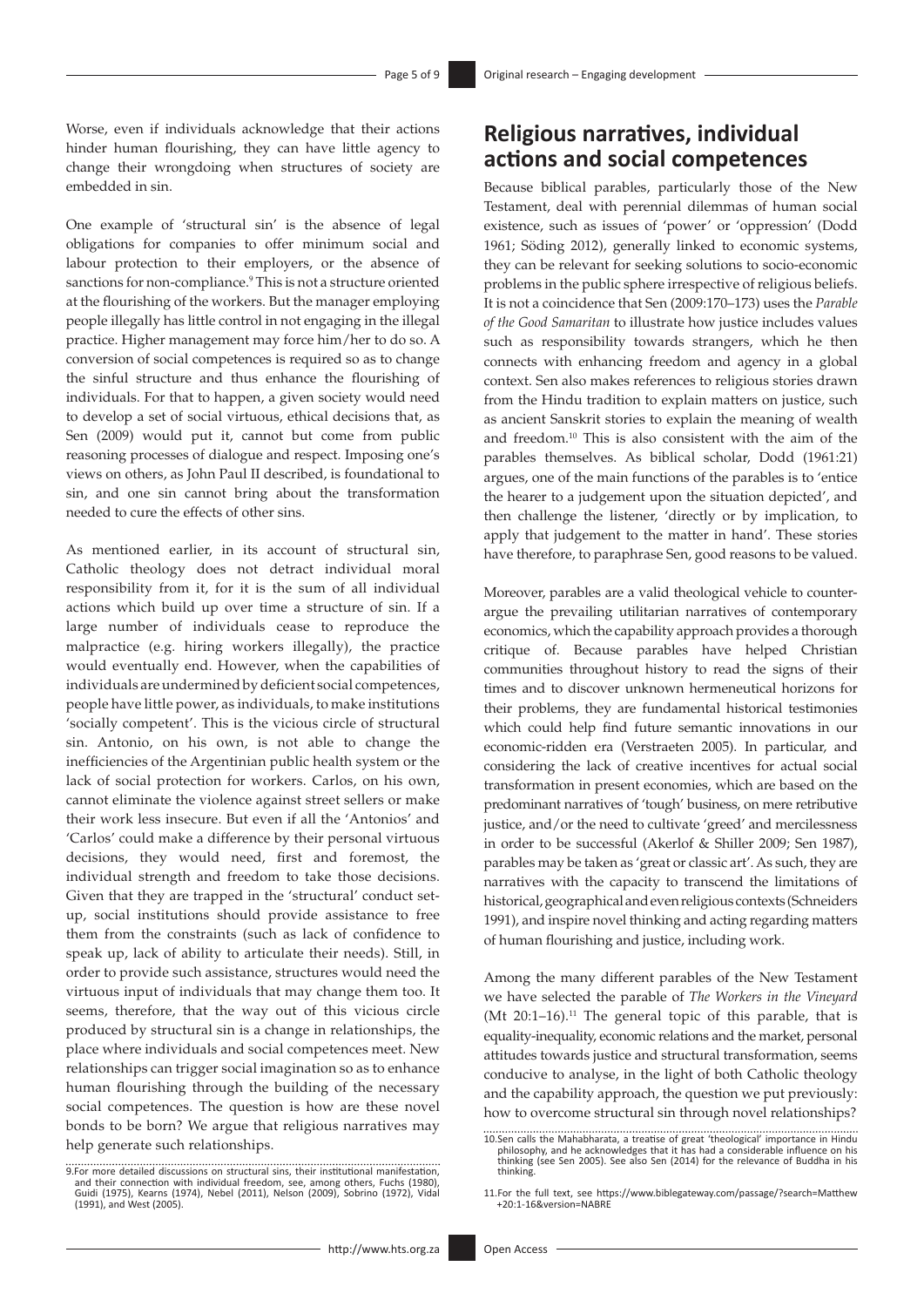Worse, even if individuals acknowledge that their actions hinder human flourishing, they can have little agency to change their wrongdoing when structures of society are embedded in sin.

One example of 'structural sin' is the absence of legal obligations for companies to offer minimum social and labour protection to their employers, or the absence of sanctions for non-compliance.[9] This is not a structure oriented at the flourishing of the workers. But the manager employing people illegally has little control in not engaging in the illegal practice. Higher management may force him/her to do so. A conversion of social competences is required so as to change the sinful structure and thus enhance the flourishing of individuals. For that to happen, a given society would need to develop a set of social virtuous, ethical decisions that, as Sen (2009) would put it, cannot but come from public reasoning processes of dialogue and respect. Imposing one's views on others, as John Paul II described, is foundational to sin, and one sin cannot bring about the transformation needed to cure the effects of other sins.

As mentioned earlier, in its account of structural sin, Catholic theology does not detract individual moral responsibility from it, for it is the sum of all individual actions which build up over time a structure of sin. If a large number of individuals cease to reproduce the malpractice (e.g. hiring workers illegally), the practice would eventually end. However, when the capabilities of individuals are undermined by deficient social competences, people have little power, as individuals, to make institutions 'socially competent'. This is the vicious circle of structural sin. Antonio, on his own, is not able to change the inefficiencies of the Argentinian public health system or the lack of social protection for workers. Carlos, on his own, cannot eliminate the violence against street sellers or make their work less insecure. But even if all the 'Antonios' and 'Carlos' could make a difference by their personal virtuous decisions, they would need, first and foremost, the individual strength and freedom to take those decisions. Given that they are trapped in the 'structural' conduct set-up, social institutions should provide assistance to free them from the constraints (such as lack of confidence to speak up, lack of ability to articulate their needs). Still, in order to provide such assistance, structures would need the virtuous input of individuals that may change them too. It seems, therefore, that the way out of this vicious circle produced by structural sin is a change in relationships, the place where individuals and social competences meet. New relationships can trigger social imagination so as to enhance human flourishing through the building of the necessary social competences. The question is how are these novel bonds to be born? We argue that religious narratives may help generate such relationships.

## Religious narratives, individual actions and social competences

Because biblical parables, particularly those of the New Testament, deal with perennial dilemmas of human social existence, such as issues of 'power' or 'oppression' (Dodd 1961; Söding 2012), generally linked to economic systems, they can be relevant for seeking solutions to socio-economic problems in the public sphere irrespective of religious beliefs. It is not a coincidence that Sen (2009:170–173) uses the *Parable of the Good Samaritan* to illustrate how justice includes values such as responsibility towards strangers, which he then connects with enhancing freedom and agency in a global context. Sen also makes references to religious stories drawn from the Hindu tradition to explain matters on justice, such as ancient Sanskrit stories to explain the meaning of wealth and freedom.[10] This is also consistent with the aim of the parables themselves. As biblical scholar, Dodd (1961:21) argues, one of the main functions of the parables is to 'entice the hearer to a judgement upon the situation depicted', and then challenge the listener, 'directly or by implication, to apply that judgement to the matter in hand'. These stories have therefore, to paraphrase Sen, good reasons to be valued.

Moreover, parables are a valid theological vehicle to counter-argue the prevailing utilitarian narratives of contemporary economics, which the capability approach provides a thorough critique of. Because parables have helped Christian communities throughout history to read the signs of their times and to discover unknown hermeneutical horizons for their problems, they are fundamental historical testimonies which could help find future semantic innovations in our economic-ridden era (Verstraeten 2005). In particular, and considering the lack of creative incentives for actual social transformation in present economies, which are based on the predominant narratives of 'tough' business, on mere retributive justice, and/or the need to cultivate 'greed' and mercilessness in order to be successful (Akerlof & Shiller 2009; Sen 1987), parables may be taken as 'great or classic art'. As such, they are narratives with the capacity to transcend the limitations of historical, geographical and even religious contexts (Schneiders 1991), and inspire novel thinking and acting regarding matters of human flourishing and justice, including work.

Among the many different parables of the New Testament we have selected the parable of *The Workers in the Vineyard* (Mt 20:1–16).[11] The general topic of this parable, that is equality-inequality, economic relations and the market, personal attitudes towards justice and structural transformation, seems conducive to analyse, in the light of both Catholic theology and the capability approach, the question we put previously: how to overcome structural sin through novel relationships?

9. For more detailed discussions on structural sins, their institutional manifestation, and their connection with individual freedom, see, among others, Fuchs (1980), Guidi (1975), Kearns (1974), Nebel (2011), Nelson (2009), Sobrino (1972), Vidal (1991), and West (2005).

10. Sen calls the Mahabharata, a treatise of great 'theological' importance in Hindu philosophy, and he acknowledges that it has had a considerable influence on his thinking (see Sen 2005). See also Sen (2014) for the relevance of Buddha in his thinking.

11. For the full text, see https://www.biblegateway.com/passage/?search=Matthew+20:1-16&version=NABRE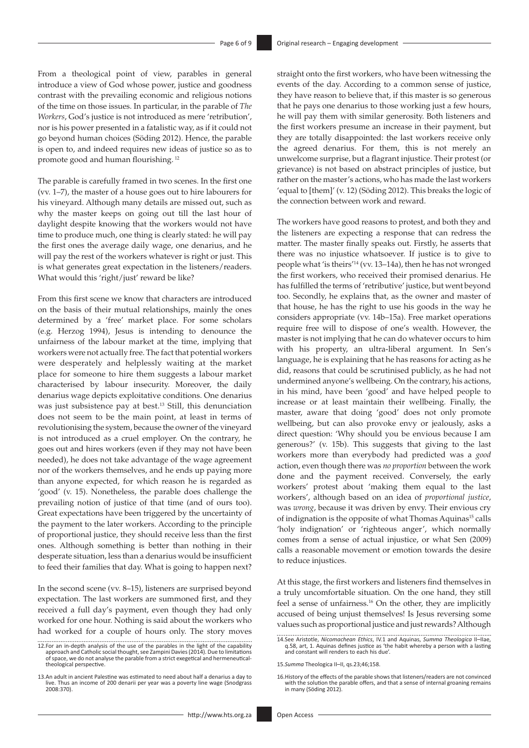From a theological point of view, parables in general introduce a view of God whose power, justice and goodness contrast with the prevailing economic and religious notions of the time on those issues. In particular, in the parable of *The Workers*, God's justice is not introduced as mere 'retribution', nor is his power presented in a fatalistic way, as if it could not go beyond human choices (Söding 2012). Hence, the parable is open to, and indeed requires new ideas of justice so as to promote good and human flourishing.[12]

The parable is carefully framed in two scenes. In the first one (vv. 1–7), the master of a house goes out to hire labourers for his vineyard. Although many details are missed out, such as why the master keeps on going out till the last hour of daylight despite knowing that the workers would not have time to produce much, one thing is clearly stated: he will pay the first ones the average daily wage, one denarius, and he will pay the rest of the workers whatever is right or just. This is what generates great expectation in the listeners/readers. What would this 'right/just' reward be like?

From this first scene we know that characters are introduced on the basis of their mutual relationships, mainly the ones determined by a 'free' market place. For some scholars (e.g. Herzog 1994), Jesus is intending to denounce the unfairness of the labour market at the time, implying that workers were not actually free. The fact that potential workers were desperately and helplessly waiting at the market place for someone to hire them suggests a labour market characterised by labour insecurity. Moreover, the daily denarius wage depicts exploitative conditions. One denarius was just subsistence pay at best.[13] Still, this denunciation does not seem to be the main point, at least in terms of revolutionising the system, because the owner of the vineyard is not introduced as a cruel employer. On the contrary, he goes out and hires workers (even if they may not have been needed), he does not take advantage of the wage agreement nor of the workers themselves, and he ends up paying more than anyone expected, for which reason he is regarded as 'good' (v. 15). Nonetheless, the parable does challenge the prevailing notion of justice of that time (and of ours too). Great expectations have been triggered by the uncertainty of the payment to the later workers. According to the principle of proportional justice, they should receive less than the first ones. Although something is better than nothing in their desperate situation, less than a denarius would be insufficient to feed their families that day. What is going to happen next?

In the second scene (vv. 8–15), listeners are surprised beyond expectation. The last workers are summoned first, and they received a full day's payment, even though they had only worked for one hour. Nothing is said about the workers who had worked for a couple of hours only. The story moves straight onto the first workers, who have been witnessing the events of the day. According to a common sense of justice, they have reason to believe that, if this master is so generous that he pays one denarius to those working just a few hours, he will pay them with similar generosity. Both listeners and the first workers presume an increase in their payment, but they are totally disappointed: the last workers receive only the agreed denarius. For them, this is not merely an unwelcome surprise, but a flagrant injustice. Their protest (or grievance) is not based on abstract principles of justice, but rather on the master's actions, who has made the last workers 'equal to [them]' (v. 12) (Söding 2012). This breaks the logic of the connection between work and reward.

The workers have good reasons to protest, and both they and the listeners are expecting a response that can redress the matter. The master finally speaks out. Firstly, he asserts that there was no injustice whatsoever. If justice is to give to people what 'is theirs'[14] (vv. 13–14a), then he has not wronged the first workers, who received their promised denarius. He has fulfilled the terms of 'retributive' justice, but went beyond too. Secondly, he explains that, as the owner and master of that house, he has the right to use his goods in the way he considers appropriate (vv. 14b–15a). Free market operations require free will to dispose of one's wealth. However, the master is not implying that he can do whatever occurs to him with his property, an ultra-liberal argument. In Sen's language, he is explaining that he has reasons for acting as he did, reasons that could be scrutinised publicly, as he had not undermined anyone's wellbeing. On the contrary, his actions, in his mind, have been 'good' and have helped people to increase or at least maintain their wellbeing. Finally, the master, aware that doing 'good' does not only promote wellbeing, but can also provoke envy or jealously, asks a direct question: 'Why should you be envious because I am generous?' (v. 15b). This suggests that giving to the last workers more than everybody had predicted was a *good* action, even though there was *no proportion* between the work done and the payment received. Conversely, the early workers' protest about 'making them equal to the last workers', although based on an idea of *proportional justice*, was *wrong*, because it was driven by envy. Their envious cry of indignation is the opposite of what Thomas Aquinas[15] calls 'holy indignation' or 'righteous anger', which normally comes from a sense of actual injustice, or what Sen (2009) calls a reasonable movement or emotion towards the desire to reduce injustices.

At this stage, the first workers and listeners find themselves in a truly uncomfortable situation. On the one hand, they still feel a sense of unfairness.[16] On the other, they are implicitly accused of being unjust themselves! Is Jesus reversing some values such as proportional justice and just rewards? Although

12. For an in-depth analysis of the use of the parables in the light of the capability approach and Catholic social thought, see Zampini Davies (2014). Due to limitations of space, we do not analyse the parable from a strict exegetical and hermeneutical-theological perspective.

13. An adult in ancient Palestine was estimated to need about half a denarius a day to live. Thus an income of 200 denarii per year was a poverty line wage (Snodgrass 2008:370).

14. See Aristotle, *Nicomachean Ethics*, IV.1 and Aquinas, *Summa Theologica* II–IIae, q.58, art, 1. Aquinas defines justice as 'the habit whereby a person with a lasting and constant will renders to each his due'.

15. *Summa* Theologica II–II, qs.23;46;158.

16. History of the effects of the parable shows that listeners/readers are not convinced with the solution the parable offers, and that a sense of internal groaning remains in many (Söding 2012).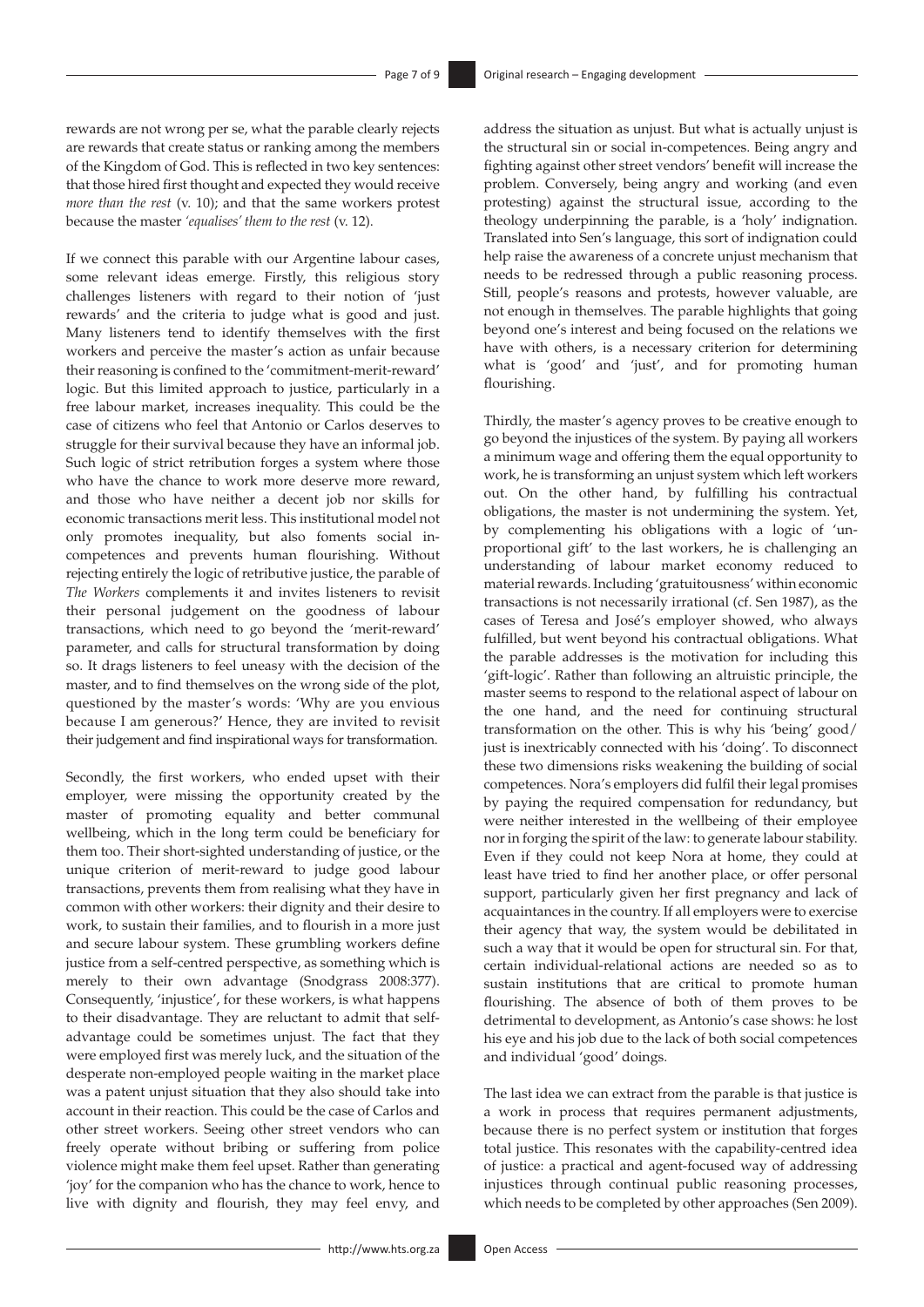rewards are not wrong per se, what the parable clearly rejects are rewards that create status or ranking among the members of the Kingdom of God. This is reflected in two key sentences: that those hired first thought and expected they would receive *more than the rest* (v. 10); and that the same workers protest because the master *'equalises' them to the rest* (v. 12).

If we connect this parable with our Argentine labour cases, some relevant ideas emerge. Firstly, this religious story challenges listeners with regard to their notion of 'just rewards' and the criteria to judge what is good and just. Many listeners tend to identify themselves with the first workers and perceive the master's action as unfair because their reasoning is confined to the 'commitment-merit-reward' logic. But this limited approach to justice, particularly in a free labour market, increases inequality. This could be the case of citizens who feel that Antonio or Carlos deserves to struggle for their survival because they have an informal job. Such logic of strict retribution forges a system where those who have the chance to work more deserve more reward, and those who have neither a decent job nor skills for economic transactions merit less. This institutional model not only promotes inequality, but also foments social in-competences and prevents human flourishing. Without rejecting entirely the logic of retributive justice, the parable of *The Workers* complements it and invites listeners to revisit their personal judgement on the goodness of labour transactions, which need to go beyond the 'merit-reward' parameter, and calls for structural transformation by doing so. It drags listeners to feel uneasy with the decision of the master, and to find themselves on the wrong side of the plot, questioned by the master's words: 'Why are you envious because I am generous?' Hence, they are invited to revisit their judgement and find inspirational ways for transformation.

Secondly, the first workers, who ended upset with their employer, were missing the opportunity created by the master of promoting equality and better communal wellbeing, which in the long term could be beneficiary for them too. Their short-sighted understanding of justice, or the unique criterion of merit-reward to judge good labour transactions, prevents them from realising what they have in common with other workers: their dignity and their desire to work, to sustain their families, and to flourish in a more just and secure labour system. These grumbling workers define justice from a self-centred perspective, as something which is merely to their own advantage (Snodgrass 2008:377). Consequently, 'injustice', for these workers, is what happens to their disadvantage. They are reluctant to admit that self-advantage could be sometimes unjust. The fact that they were employed first was merely luck, and the situation of the desperate non-employed people waiting in the market place was a patent unjust situation that they also should take into account in their reaction. This could be the case of Carlos and other street workers. Seeing other street vendors who can freely operate without bribing or suffering from police violence might make them feel upset. Rather than generating 'joy' for the companion who has the chance to work, hence to live with dignity and flourish, they may feel envy, and address the situation as unjust. But what is actually unjust is the structural sin or social in-competences. Being angry and fighting against other street vendors' benefit will increase the problem. Conversely, being angry and working (and even protesting) against the structural issue, according to the theology underpinning the parable, is a 'holy' indignation. Translated into Sen's language, this sort of indignation could help raise the awareness of a concrete unjust mechanism that needs to be redressed through a public reasoning process. Still, people's reasons and protests, however valuable, are not enough in themselves. The parable highlights that going beyond one's interest and being focused on the relations we have with others, is a necessary criterion for determining what is 'good' and 'just', and for promoting human flourishing.

Thirdly, the master's agency proves to be creative enough to go beyond the injustices of the system. By paying all workers a minimum wage and offering them the equal opportunity to work, he is transforming an unjust system which left workers out. On the other hand, by fulfilling his contractual obligations, the master is not undermining the system. Yet, by complementing his obligations with a logic of 'un-proportional gift' to the last workers, he is challenging an understanding of labour market economy reduced to material rewards. Including 'gratuitousness' within economic transactions is not necessarily irrational (cf. Sen 1987), as the cases of Teresa and José's employer showed, who always fulfilled, but went beyond his contractual obligations. What the parable addresses is the motivation for including this 'gift-logic'. Rather than following an altruistic principle, the master seems to respond to the relational aspect of labour on the one hand, and the need for continuing structural transformation on the other. This is why his 'being' good/just is inextricably connected with his 'doing'. To disconnect these two dimensions risks weakening the building of social competences. Nora's employers did fulfil their legal promises by paying the required compensation for redundancy, but were neither interested in the wellbeing of their employee nor in forging the spirit of the law: to generate labour stability. Even if they could not keep Nora at home, they could at least have tried to find her another place, or offer personal support, particularly given her first pregnancy and lack of acquaintances in the country. If all employers were to exercise their agency that way, the system would be debilitated in such a way that it would be open for structural sin. For that, certain individual-relational actions are needed so as to sustain institutions that are critical to promote human flourishing. The absence of both of them proves to be detrimental to development, as Antonio's case shows: he lost his eye and his job due to the lack of both social competences and individual 'good' doings.

The last idea we can extract from the parable is that justice is a work in process that requires permanent adjustments, because there is no perfect system or institution that forges total justice. This resonates with the capability-centred idea of justice: a practical and agent-focused way of addressing injustices through continual public reasoning processes, which needs to be completed by other approaches (Sen 2009).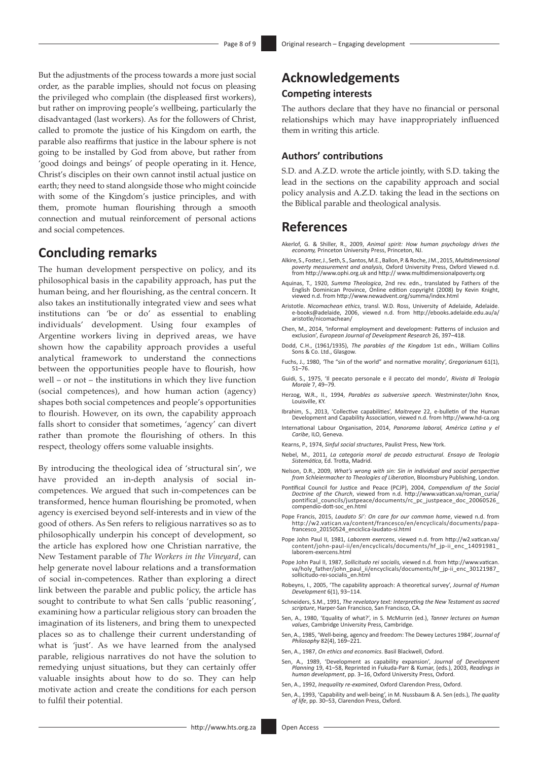But the adjustments of the process towards a more just social order, as the parable implies, should not focus on pleasing the privileged who complain (the displeased first workers), but rather on improving people's wellbeing, particularly the disadvantaged (last workers). As for the followers of Christ, called to promote the justice of his Kingdom on earth, the parable also reaffirms that justice in the labour sphere is not going to be installed by God from above, but rather from 'good doings and beings' of people operating in it. Hence, Christ's disciples on their own cannot instil actual justice on earth; they need to stand alongside those who might coincide with some of the Kingdom's justice principles, and with them, promote human flourishing through a smooth connection and mutual reinforcement of personal actions and social competences.

## Concluding remarks

The human development perspective on policy, and its philosophical basis in the capability approach, has put the human being, and her flourishing, as the central concern. It also takes an institutionally integrated view and sees what institutions can 'be or do' as essential to enabling individuals' development. Using four examples of Argentine workers living in deprived areas, we have shown how the capability approach provides a useful analytical framework to understand the connections between the opportunities people have to flourish, how well – or not – the institutions in which they live function (social competences), and how human action (agency) shapes both social competences and people's opportunities to flourish. However, on its own, the capability approach falls short to consider that sometimes, 'agency' can divert rather than promote the flourishing of others. In this respect, theology offers some valuable insights.

By introducing the theological idea of 'structural sin', we have provided an in-depth analysis of social in-competences. We argued that such in-competences can be transformed, hence human flourishing be promoted, when agency is exercised beyond self-interests and in view of the good of others. As Sen refers to religious narratives so as to philosophically underpin his concept of development, so the article has explored how one Christian narrative, the New Testament parable of *The Workers in the Vineyard*, can help generate novel labour relations and a transformation of social in-competences. Rather than exploring a direct link between the parable and public policy, the article has sought to contribute to what Sen calls 'public reasoning', examining how a particular religious story can broaden the imagination of its listeners, and bring them to unexpected places so as to challenge their current understanding of what is 'just'. As we have learned from the analysed parable, religious narratives do not have the solution to remedying unjust situations, but they can certainly offer valuable insights about how to do so. They can help motivate action and create the conditions for each person to fulfil their potential.

## Acknowledgements

### Competing interests

The authors declare that they have no financial or personal relationships which may have inappropriately influenced them in writing this article.

### Authors' contributions

S.D. and A.Z.D. wrote the article jointly, with S.D. taking the lead in the sections on the capability approach and social policy analysis and A.Z.D. taking the lead in the sections on the Biblical parable and theological analysis.

## References

Akerlof, G. & Shiller, R., 2009, *Animal spirit: How human psychology drives the economy,* Princeton University Press, Princeton, NJ.

Alkire, S., Foster, J., Seth, S., Santos, M.E., Ballon, P. & Roche, J M., 2015, *Multidimensional poverty measurement and analysis*, Oxford University Press, Oxford Viewed n.d. from http://www.ophi.org.uk and http:// www.multidimensionalpoverty.org

Aquinas, T., 1920, *Summa Theologica*, 2nd rev. edn., translated by Fathers of the English Dominican Province, Online edition copyright (2008) by Kevin Knight, viewed n.d. from http://www.newadvent.org/summa/index.html

Aristotle. *Nicomachean ethics*, transl. W.D. Ross, University of Adelaide, Adelaide. e-books@adelaide, 2006, viewed n.d. from http://ebooks.adelaide.edu.au/a/aristotle/nicomachean/

Chen, M., 2014, 'Informal employment and development: Patterns of inclusion and exclusion', *European Journal of Development Research* 26, 397–418.

Dodd, C.H., (1961/1935), *The parables of the Kingdom* 1st edn., William Collins Sons & Co. Ltd., Glasgow.

Fuchs, J., 1980, 'The "sin of the world" and normative morality', *Gregorianum* 61(1), 51–76.

Guidi, S., 1975, 'Il peecato personale e il peccato del mondo', *Rivista di Teologia Morale* 7, 49–79.

Herzog, W.R., II., 1994, *Parables as subversive speech*. Westminster/John Knox, Louisville, KY.

Ibrahim, S., 2013, 'Collective capabilities', *Maitreyee* 22, e-bulletin of the Human Development and Capability Association, viewed n.d. from http://www.hd-ca.org

International Labour Organisation, 2014, *Panorama laboral, América Latina y el Caribe*, ILO, Geneva.

Kearns, P., 1974, *Sinful social structures*, Paulist Press, New York.

Nebel, M., 2011, *La categoría moral de pecado estructural. Ensayo de Teología Sistemática*, Ed. Trotta, Madrid.

Nelson, D.R., 2009, *What's wrong with sin: Sin in individual and social perspective from Schleiermacher to Theologies of Liberation*, Bloomsbury Publishing, London.

Pontifical Council for Justice and Peace (PCJP), 2004, *Compendium of the Social Doctrine of the Church*, viewed from n.d. http://www.vatican.va/roman_curia/pontifical_councils/justpeace/documents/rc_pc_justpeace_doc_20060526_compendio-dott-soc_en.html

Pope Francis, 2015, *Laudato Si': On care for our common home*, viewed n.d. from http://w2.vatican.va/content/francesco/en/encyclicals/documents/papa-francesco_20150524_enciclica-laudato-si.html

Pope John Paul II, 1981, *Laborem exercens*, viewed n.d. from http://w2.vatican.va/content/john-paul-ii/en/encyclicals/documents/hf_jp-ii_enc_14091981_laborem-exercens.html

Pope John Paul II, 1987, *Sollicitudo rei socialis,* viewed n.d. from http://www.vatican.va/holy_father/john_paul_ii/encyclicals/documents/hf_jp-ii_enc_30121987_sollicitudo-rei-socialis_en.html

Robeyns, I., 2005, 'The capability approach: A theoretical survey', *Journal of Human Development* 6(1), 93–114.

Schneiders, S.M., 1991, *The revelatory text: Interpreting the New Testament as sacred scripture*, Harper-San Francisco, San Francisco, CA.

Sen, A., 1980, 'Equality of what?', in S. McMurrin (ed.), *Tanner lectures on human values*, Cambridge University Press, Cambridge.

Sen, A., 1985, 'Well-being, agency and freedom: The Dewey Lectures 1984', *Journal of Philosophy* 82(4), 169–221.

Sen, A., 1987, *On ethics and economics*. Basil Blackwell, Oxford.

Sen, A., 1989, 'Development as capability expansion', *Journal of Development Planning* 19, 41–58, Reprinted in Fukuda-Parr & Kumar, (eds.), 2003, *Readings in human development*, pp. 3–16, Oxford University Press, Oxford.

Sen, A., 1992, *Inequality re-examined*, Oxford Clarendon Press, Oxford.

Sen, A., 1993, 'Capability and well-being', in M. Nussbaum & A. Sen (eds.), *The quality of life*, pp. 30–53, Clarendon Press, Oxford.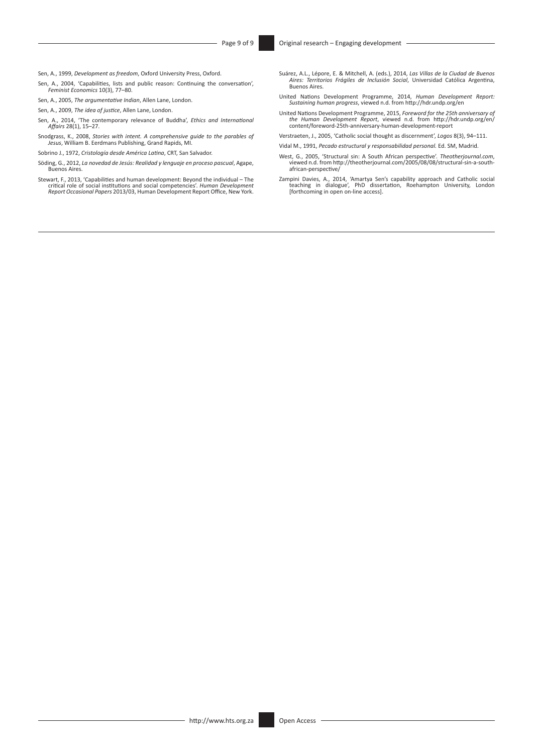Sen, A., 1999, *Development as freedom*, Oxford University Press, Oxford.

Sen, A., 2004, 'Capabilities, lists and public reason: Continuing the conversation', *Feminist Economics* 10(3), 77–80.

Sen, A., 2005, *The argumentative Indian*, Allen Lane, London.

Sen, A., 2009, *The idea of justice*, Allen Lane, London.

Sen, A., 2014, 'The contemporary relevance of Buddha', *Ethics and International Affairs* 28(1), 15–27.

Snodgrass, K., 2008, *Stories with intent. A comprehensive guide to the parables of Jesus*, William B. Eerdmans Publishing, Grand Rapids, MI.

Sobrino J., 1972, *Cristología desde América Latina*, CRT, San Salvador.

Söding, G., 2012, *La novedad de Jesús: Realidad y lenguaje en proceso pascual*, Agape, Buenos Aires.

Stewart, F., 2013, 'Capabilities and human development: Beyond the individual – The critical role of social institutions and social competencies'. *Human Development Report Occasional Papers* 2013/03, Human Development Report Office, New York.

Suárez, A.L., Lépore, E. & Mitchell, A. (eds.), 2014, *Las Villas de la Ciudad de Buenos Aires: Territorios Frágiles de Inclusión Social*, Universidad Católica Argentina, Buenos Aires.

United Nations Development Programme, 2014, *Human Development Report: Sustaining human progress*, viewed n.d. from http://hdr.undp.org/en

United Nations Development Programme, 2015, *Foreword for the 25th anniversary of the Human Development Report*, viewed n.d. from http://hdr.undp.org/en/content/foreword-25th-anniversary-human-development-report

Verstraeten, J., 2005, 'Catholic social thought as discernment', *Logos* 8(3), 94–111.

Vidal M., 1991, *Pecado estructural y responsabilidad personal.* Ed. SM, Madrid.

West, G., 2005, 'Structural sin: A South African perspective'. *Theotherjournal.com*, viewed n.d. from http://theotherjournal.com/2005/08/08/structural-sin-a-south-african-perspective/

Zampini Davies, A., 2014, 'Amartya Sen's capability approach and Catholic social teaching in dialogue', PhD dissertation, Roehampton University, London [forthcoming in open on-line access].